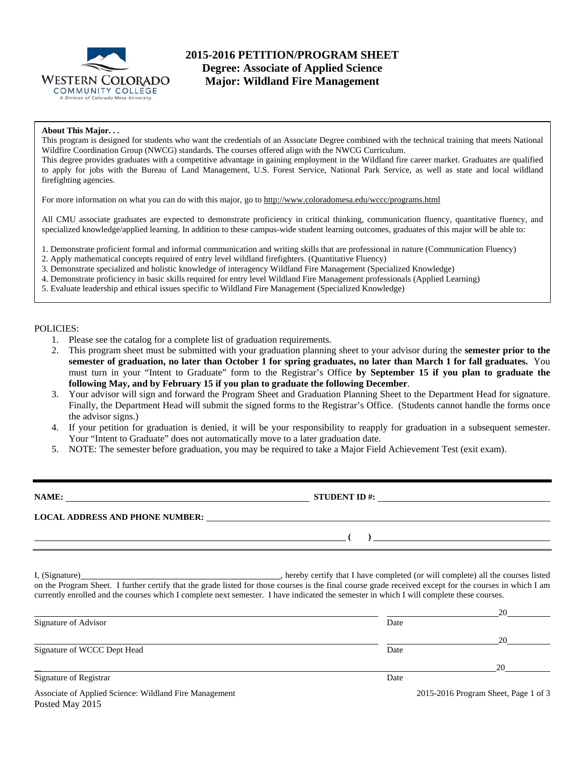# 2015-2016 PETITION/PROGRAM SHEET
## Degree: Associate of Applied Science
## Major: Wildland Fire Management

**About This Major. . .**

This program is designed for students who want the credentials of an Associate Degree combined with the technical training that meets National Wildfire Coordination Group (NWCG) standards. The courses offered align with the NWCG Curriculum.

This degree provides graduates with a competitive advantage in gaining employment in the Wildland fire career market. Graduates are qualified to apply for jobs with the Bureau of Land Management, U.S. Forest Service, National Park Service, as well as state and local wildland firefighting agencies.

For more information on what you can do with this major, go to http://www.coloradomesa.edu/wccc/programs.html

All CMU associate graduates are expected to demonstrate proficiency in critical thinking, communication fluency, quantitative fluency, and specialized knowledge/applied learning. In addition to these campus-wide student learning outcomes, graduates of this major will be able to:

1. Demonstrate proficient formal and informal communication and writing skills that are professional in nature (Communication Fluency)
2. Apply mathematical concepts required of entry level wildland firefighters. (Quantitative Fluency)
3. Demonstrate specialized and holistic knowledge of interagency Wildland Fire Management (Specialized Knowledge)
4. Demonstrate proficiency in basic skills required for entry level Wildland Fire Management professionals (Applied Learning)
5. Evaluate leadership and ethical issues specific to Wildland Fire Management (Specialized Knowledge)

POLICIES:

1. Please see the catalog for a complete list of graduation requirements.
2. This program sheet must be submitted with your graduation planning sheet to your advisor during the **semester prior to the semester of graduation, no later than October 1 for spring graduates, no later than March 1 for fall graduates.** You must turn in your "Intent to Graduate" form to the Registrar's Office **by September 15 if you plan to graduate the following May, and by February 15 if you plan to graduate the following December**.
3. Your advisor will sign and forward the Program Sheet and Graduation Planning Sheet to the Department Head for signature. Finally, the Department Head will submit the signed forms to the Registrar's Office. (Students cannot handle the forms once the advisor signs.)
4. If your petition for graduation is denied, it will be your responsibility to reapply for graduation in a subsequent semester. Your "Intent to Graduate" does not automatically move to a later graduation date.
5. NOTE: The semester before graduation, you may be required to take a Major Field Achievement Test (exit exam).

**NAME:** ______________________________ **STUDENT ID #:** ______________________________

**LOCAL ADDRESS AND PHONE NUMBER:** ______________________________

______________________________ **( )** ______________________________

I, (Signature)______________________________, hereby certify that I have completed (or will complete) all the courses listed on the Program Sheet. I further certify that the grade listed for those courses is the final course grade received except for the courses in which I am currently enrolled and the courses which I complete next semester. I have indicated the semester in which I will complete these courses.

______________________________ ______________ 20______
Signature of Advisor Date

______________________________ ______________ 20______
Signature of WCCC Dept Head Date

______________________________ ______________ 20______
Signature of Registrar Date

Associate of Applied Science: Wildland Fire Management
Posted May 2015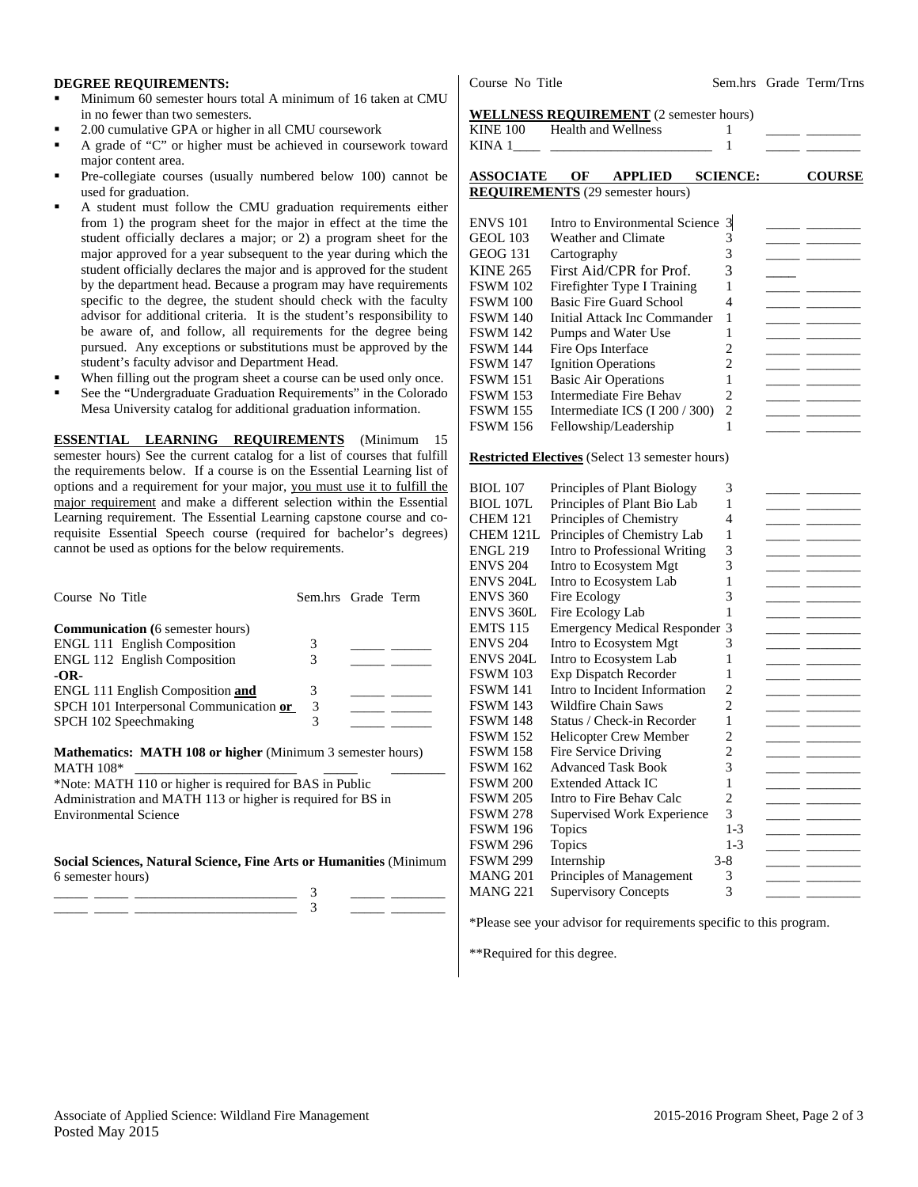**DEGREE REQUIREMENTS:**

- Minimum 60 semester hours total A minimum of 16 taken at CMU in no fewer than two semesters.
- 2.00 cumulative GPA or higher in all CMU coursework
- A grade of "C" or higher must be achieved in coursework toward major content area.
- Pre-collegiate courses (usually numbered below 100) cannot be used for graduation.
- A student must follow the CMU graduation requirements either from 1) the program sheet for the major in effect at the time the student officially declares a major; or 2) a program sheet for the major approved for a year subsequent to the year during which the student officially declares the major and is approved for the student by the department head. Because a program may have requirements specific to the degree, the student should check with the faculty advisor for additional criteria. It is the student's responsibility to be aware of, and follow, all requirements for the degree being pursued. Any exceptions or substitutions must be approved by the student's faculty advisor and Department Head.
- When filling out the program sheet a course can be used only once.
- See the "Undergraduate Graduation Requirements" in the Colorado Mesa University catalog for additional graduation information.

**ESSENTIAL LEARNING REQUIREMENTS** (Minimum 15 semester hours) See the current catalog for a list of courses that fulfill the requirements below. If a course is on the Essential Learning list of options and a requirement for your major, you must use it to fulfill the major requirement and make a different selection within the Essential Learning requirement. The Essential Learning capstone course and co-requisite Essential Speech course (required for bachelor's degrees) cannot be used as options for the below requirements.

| Course No Title | Sem.hrs | Grade | Term |
|---|---|---|---|
| **Communication (**6 semester hours) | | | |
| ENGL 111 English Composition | 3 | _____ | ______ |
| ENGL 112 English Composition | 3 | _____ | ______ |
| **-OR-** | | | |
| ENGL 111 English Composition **and** | 3 | _____ | ______ |
| SPCH 101 Interpersonal Communication **or** | 3 | _____ | ______ |
| SPCH 102 Speechmaking | 3 | _____ | ______ |

**Mathematics: MATH 108 or higher** (Minimum 3 semester hours)

MATH 108* _______________________ _____ ________

*Note: MATH 110 or higher is required for BAS in Public Administration and MATH 113 or higher is required for BS in Environmental Science

**Social Sciences, Natural Science, Fine Arts or Humanities** (Minimum 6 semester hours)

| | | | |
|---|---|---|---|
| _____ _____ _______________________ | 3 | _____ | ________ |
| _____ _____ _______________________ | 3 | _____ | ________ |

| Course No | Title | Sem.hrs | Grade | Term/Trns |
|---|---|---|---|---|
| **WELLNESS REQUIREMENT** (2 semester hours) | | | | |
| KINE 100 | Health and Wellness | 1 | _____ | ________ |
| KINA 1____ | ________________________ | 1 | _____ | ________ |
| **ASSOCIATE OF APPLIED SCIENCE: COURSE REQUIREMENTS** (29 semester hours) | | | | |
| ENVS 101 | Intro to Environmental Science | 3 | _____ | ________ |
| GEOL 103 | Weather and Climate | 3 | _____ | ________ |
| GEOG 131 | Cartography | 3 | _____ | ________ |
| KINE 265 | First Aid/CPR for Prof. | 3 | _____ | |
| FSWM 102 | Firefighter Type I Training | 1 | _____ | ________ |
| FSWM 100 | Basic Fire Guard School | 4 | _____ | ________ |
| FSWM 140 | Initial Attack Inc Commander | 1 | _____ | ________ |
| FSWM 142 | Pumps and Water Use | 1 | _____ | ________ |
| FSWM 144 | Fire Ops Interface | 2 | _____ | ________ |
| FSWM 147 | Ignition Operations | 2 | _____ | ________ |
| FSWM 151 | Basic Air Operations | 1 | _____ | ________ |
| FSWM 153 | Intermediate Fire Behav | 2 | _____ | ________ |
| FSWM 155 | Intermediate ICS (I 200 / 300) | 2 | _____ | ________ |
| FSWM 156 | Fellowship/Leadership | 1 | _____ | ________ |
| **Restricted Electives** (Select 13 semester hours) | | | | |
| BIOL 107 | Principles of Plant Biology | 3 | _____ | ________ |
| BIOL 107L | Principles of Plant Bio Lab | 1 | _____ | ________ |
| CHEM 121 | Principles of Chemistry | 4 | _____ | ________ |
| CHEM 121L | Principles of Chemistry Lab | 1 | _____ | ________ |
| ENGL 219 | Intro to Professional Writing | 3 | _____ | ________ |
| ENVS 204 | Intro to Ecosystem Mgt | 3 | _____ | ________ |
| ENVS 204L | Intro to Ecosystem Lab | 1 | _____ | ________ |
| ENVS 360 | Fire Ecology | 3 | _____ | ________ |
| ENVS 360L | Fire Ecology Lab | 1 | _____ | ________ |
| EMTS 115 | Emergency Medical Responder | 3 | _____ | ________ |
| ENVS 204 | Intro to Ecosystem Mgt | 3 | _____ | ________ |
| ENVS 204L | Intro to Ecosystem Lab | 1 | _____ | ________ |
| FSWM 103 | Exp Dispatch Recorder | 1 | _____ | ________ |
| FSWM 141 | Intro to Incident Information | 2 | _____ | ________ |
| FSWM 143 | Wildfire Chain Saws | 2 | _____ | ________ |
| FSWM 148 | Status / Check-in Recorder | 1 | _____ | ________ |
| FSWM 152 | Helicopter Crew Member | 2 | _____ | ________ |
| FSWM 158 | Fire Service Driving | 2 | _____ | ________ |
| FSWM 162 | Advanced Task Book | 3 | _____ | ________ |
| FSWM 200 | Extended Attack IC | 1 | _____ | ________ |
| FSWM 205 | Intro to Fire Behav Calc | 2 | _____ | ________ |
| FSWM 278 | Supervised Work Experience | 3 | _____ | ________ |
| FSWM 196 | Topics | 1-3 | _____ | ________ |
| FSWM 296 | Topics | 1-3 | _____ | ________ |
| FSWM 299 | Internship | 3-8 | _____ | ________ |
| MANG 201 | Principles of Management | 3 | _____ | ________ |
| MANG 221 | Supervisory Concepts | 3 | _____ | ________ |

*Please see your advisor for requirements specific to this program.

**Required for this degree.

Associate of Applied Science: Wildland Fire Management
Posted May 2015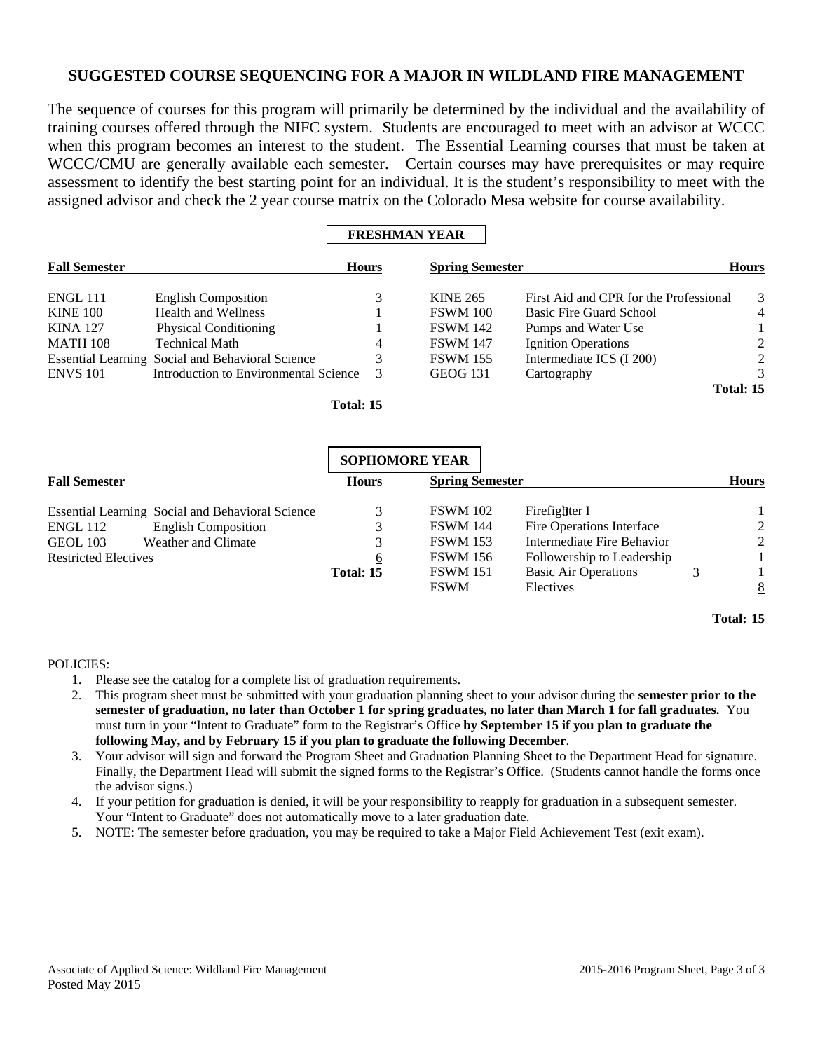## SUGGESTED COURSE SEQUENCING FOR A MAJOR IN WILDLAND FIRE MANAGEMENT

The sequence of courses for this program will primarily be determined by the individual and the availability of training courses offered through the NIFC system. Students are encouraged to meet with an advisor at WCCC when this program becomes an interest to the student. The Essential Learning courses that must be taken at WCCC/CMU are generally available each semester. Certain courses may have prerequisites or may require assessment to identify the best starting point for an individual. It is the student's responsibility to meet with the assigned advisor and check the 2 year course matrix on the Colorado Mesa website for course availability.

### FRESHMAN YEAR

| Fall Semester | | Hours | Spring Semester | | Hours |
|---|---|---|---|---|---|
| ENGL 111 | English Composition | 3 | KINE 265 | First Aid and CPR for the Professional | 3 |
| KINE 100 | Health and Wellness | 1 | FSWM 100 | Basic Fire Guard School | 4 |
| KINA 127 | Physical Conditioning | 1 | FSWM 142 | Pumps and Water Use | 1 |
| MATH 108 | Technical Math | 4 | FSWM 147 | Ignition Operations | 2 |
| Essential Learning | Social and Behavioral Science | 3 | FSWM 155 | Intermediate ICS (I 200) | 2 |
| ENVS 101 | Introduction to Environmental Science | 3 | GEOG 131 | Cartography | 3 |
| | | **Total: 15** | | | **Total: 15** |

### SOPHOMORE YEAR

| Fall Semester | | Hours | Spring Semester | | Hours |
|---|---|---|---|---|---|
| Essential Learning | Social and Behavioral Science | 3 | FSWM 102 | Firefighter I | 1 |
| ENGL 112 | English Composition | 3 | FSWM 144 | Fire Operations Interface | 2 |
| GEOL 103 | Weather and Climate | 3 | FSWM 153 | Intermediate Fire Behavior | 2 |
| Restricted Electives | | 6 | FSWM 156 | Followership to Leadership | 1 |
| | | **Total: 15** | FSWM 151 | Basic Air Operations 3 | 1 |
| | | | FSWM | Electives | 8 |
| | | | | | **Total: 15** |

POLICIES:

1. Please see the catalog for a complete list of graduation requirements.
2. This program sheet must be submitted with your graduation planning sheet to your advisor during the **semester prior to the semester of graduation, no later than October 1 for spring graduates, no later than March 1 for fall graduates.** You must turn in your "Intent to Graduate" form to the Registrar's Office **by September 15 if you plan to graduate the following May, and by February 15 if you plan to graduate the following December**.
3. Your advisor will sign and forward the Program Sheet and Graduation Planning Sheet to the Department Head for signature. Finally, the Department Head will submit the signed forms to the Registrar's Office. (Students cannot handle the forms once the advisor signs.)
4. If your petition for graduation is denied, it will be your responsibility to reapply for graduation in a subsequent semester. Your "Intent to Graduate" does not automatically move to a later graduation date.
5. NOTE: The semester before graduation, you may be required to take a Major Field Achievement Test (exit exam).

Associate of Applied Science: Wildland Fire Management
Posted May 2015